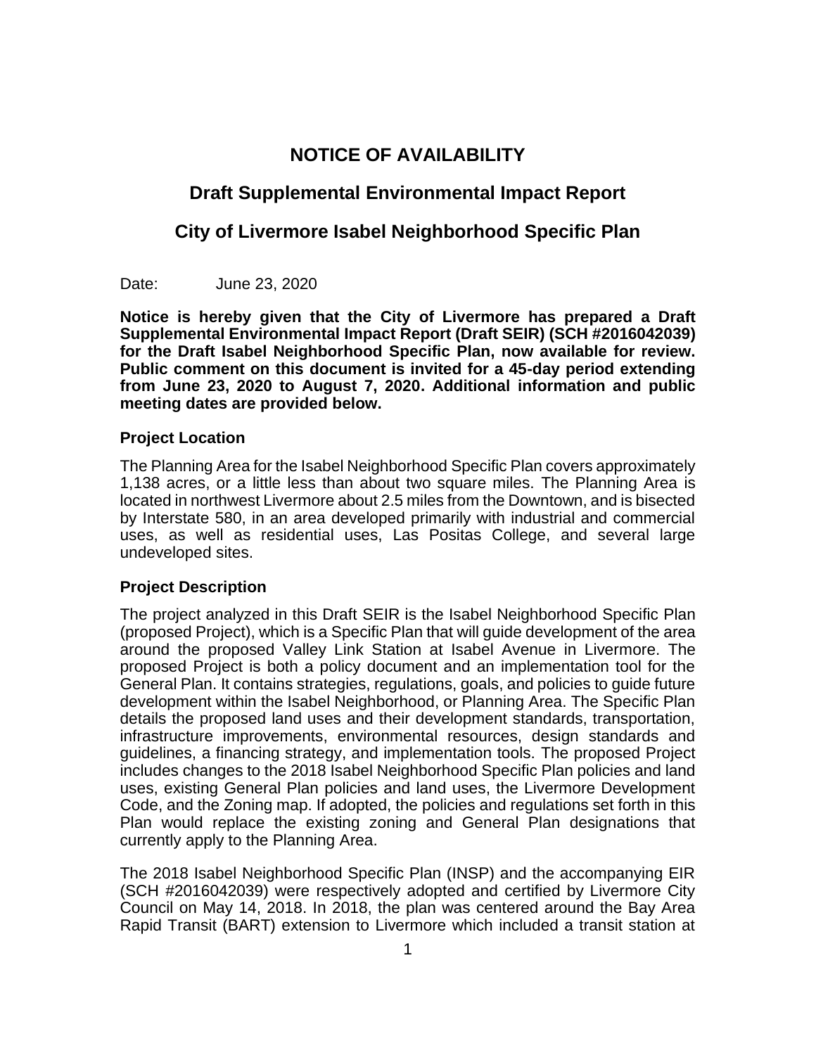# NOTICE OF AVAILABILITY

## Draft Supplemental Environmental Impact Report

## City of Livermore Isabel Neighborhood Specific Plan

Date: June 23, 2020

**Notice is hereby given that the City of Livermore has prepared a Draft Supplemental Environmental Impact Report (Draft SEIR) (SCH #2016042039) for the Draft Isabel Neighborhood Specific Plan, now available for review. Public comment on this document is invited for a 45-day period extending from June 23, 2020 to August 7, 2020. Additional information and public meeting dates are provided below.**

### Project Location

The Planning Area for the Isabel Neighborhood Specific Plan covers approximately 1,138 acres, or a little less than about two square miles. The Planning Area is located in northwest Livermore about 2.5 miles from the Downtown, and is bisected by Interstate 580, in an area developed primarily with industrial and commercial uses, as well as residential uses, Las Positas College, and several large undeveloped sites.

### Project Description

The project analyzed in this Draft SEIR is the Isabel Neighborhood Specific Plan (proposed Project), which is a Specific Plan that will guide development of the area around the proposed Valley Link Station at Isabel Avenue in Livermore. The proposed Project is both a policy document and an implementation tool for the General Plan. It contains strategies, regulations, goals, and policies to guide future development within the Isabel Neighborhood, or Planning Area. The Specific Plan details the proposed land uses and their development standards, transportation, infrastructure improvements, environmental resources, design standards and guidelines, a financing strategy, and implementation tools. The proposed Project includes changes to the 2018 Isabel Neighborhood Specific Plan policies and land uses, existing General Plan policies and land uses, the Livermore Development Code, and the Zoning map. If adopted, the policies and regulations set forth in this Plan would replace the existing zoning and General Plan designations that currently apply to the Planning Area.

The 2018 Isabel Neighborhood Specific Plan (INSP) and the accompanying EIR (SCH #2016042039) were respectively adopted and certified by Livermore City Council on May 14, 2018. In 2018, the plan was centered around the Bay Area Rapid Transit (BART) extension to Livermore which included a transit station at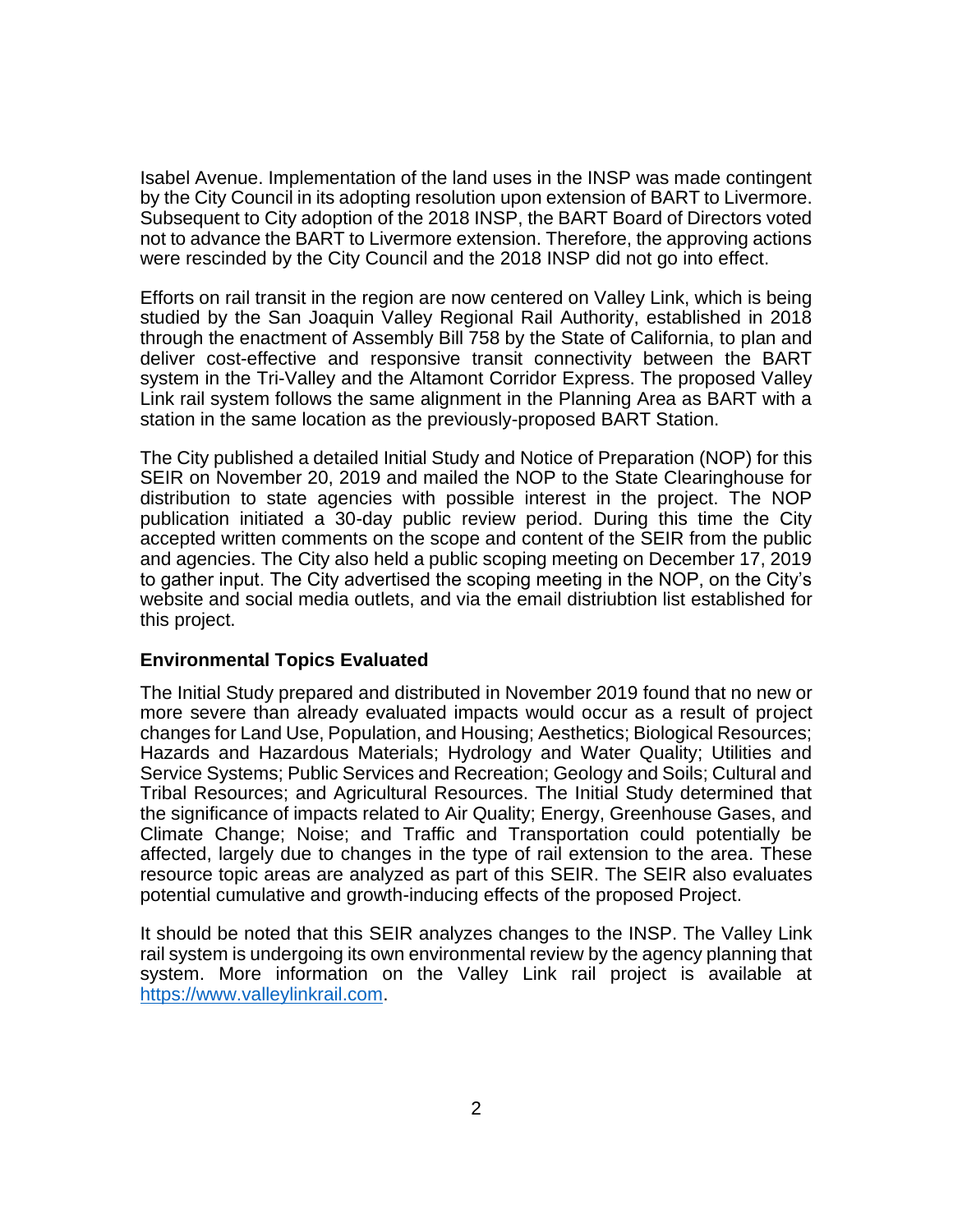Isabel Avenue. Implementation of the land uses in the INSP was made contingent by the City Council in its adopting resolution upon extension of BART to Livermore. Subsequent to City adoption of the 2018 INSP, the BART Board of Directors voted not to advance the BART to Livermore extension. Therefore, the approving actions were rescinded by the City Council and the 2018 INSP did not go into effect.

Efforts on rail transit in the region are now centered on Valley Link, which is being studied by the San Joaquin Valley Regional Rail Authority, established in 2018 through the enactment of Assembly Bill 758 by the State of California, to plan and deliver cost-effective and responsive transit connectivity between the BART system in the Tri-Valley and the Altamont Corridor Express. The proposed Valley Link rail system follows the same alignment in the Planning Area as BART with a station in the same location as the previously-proposed BART Station.

The City published a detailed Initial Study and Notice of Preparation (NOP) for this SEIR on November 20, 2019 and mailed the NOP to the State Clearinghouse for distribution to state agencies with possible interest in the project. The NOP publication initiated a 30-day public review period. During this time the City accepted written comments on the scope and content of the SEIR from the public and agencies. The City also held a public scoping meeting on December 17, 2019 to gather input. The City advertised the scoping meeting in the NOP, on the City's website and social media outlets, and via the email distriubtion list established for this project.

**Environmental Topics Evaluated**

The Initial Study prepared and distributed in November 2019 found that no new or more severe than already evaluated impacts would occur as a result of project changes for Land Use, Population, and Housing; Aesthetics; Biological Resources; Hazards and Hazardous Materials; Hydrology and Water Quality; Utilities and Service Systems; Public Services and Recreation; Geology and Soils; Cultural and Tribal Resources; and Agricultural Resources. The Initial Study determined that the significance of impacts related to Air Quality; Energy, Greenhouse Gases, and Climate Change; Noise; and Traffic and Transportation could potentially be affected, largely due to changes in the type of rail extension to the area. These resource topic areas are analyzed as part of this SEIR. The SEIR also evaluates potential cumulative and growth-inducing effects of the proposed Project.

It should be noted that this SEIR analyzes changes to the INSP. The Valley Link rail system is undergoing its own environmental review by the agency planning that system. More information on the Valley Link rail project is available at [https://www.valleylinkrail.com](https://www.valleylinkrail.com).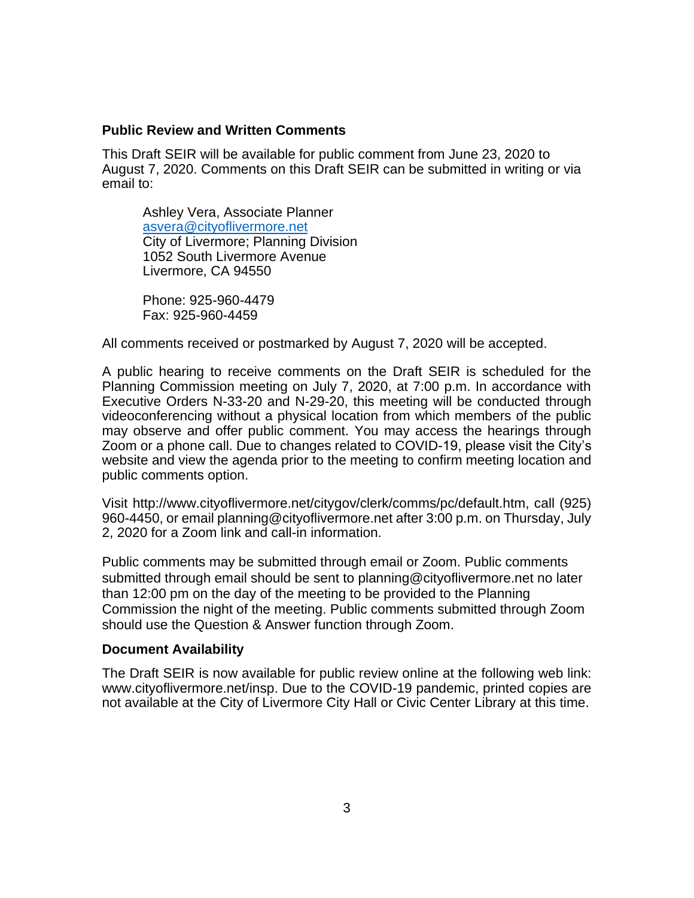**Public Review and Written Comments**

This Draft SEIR will be available for public comment from June 23, 2020 to August 7, 2020. Comments on this Draft SEIR can be submitted in writing or via email to:

> Ashley Vera, Associate Planner
> asvera@cityoflivermore.net
> City of Livermore; Planning Division
> 1052 South Livermore Avenue
> Livermore, CA 94550
>
> Phone: 925-960-4479
> Fax: 925-960-4459

All comments received or postmarked by August 7, 2020 will be accepted.

A public hearing to receive comments on the Draft SEIR is scheduled for the Planning Commission meeting on July 7, 2020, at 7:00 p.m. In accordance with Executive Orders N-33-20 and N-29-20, this meeting will be conducted through videoconferencing without a physical location from which members of the public may observe and offer public comment. You may access the hearings through Zoom or a phone call. Due to changes related to COVID-19, please visit the City's website and view the agenda prior to the meeting to confirm meeting location and public comments option.

Visit http://www.cityoflivermore.net/citygov/clerk/comms/pc/default.htm, call (925) 960-4450, or email planning@cityoflivermore.net after 3:00 p.m. on Thursday, July 2, 2020 for a Zoom link and call-in information.

Public comments may be submitted through email or Zoom. Public comments submitted through email should be sent to planning@cityoflivermore.net no later than 12:00 pm on the day of the meeting to be provided to the Planning Commission the night of the meeting. Public comments submitted through Zoom should use the Question & Answer function through Zoom.

**Document Availability**

The Draft SEIR is now available for public review online at the following web link: www.cityoflivermore.net/insp. Due to the COVID-19 pandemic, printed copies are not available at the City of Livermore City Hall or Civic Center Library at this time.